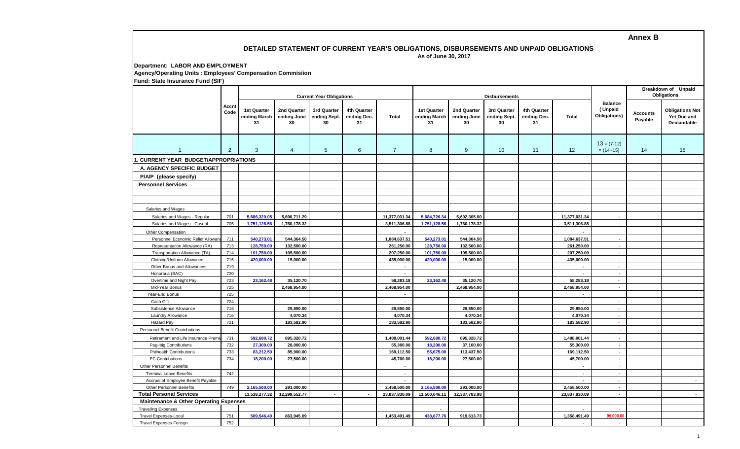**Annex B**

## DETAILED STATEMENT OF CURRENT YEAR'S OBLIGATIONS, DISBURSEMENTS AND UNPAID OBLIGATIONS

As of June 30, 2017

**Department: LABOR AND EMPLOYMENT**

**Agency/Operating Units : Employees' Compensation Commisiion**

**Fund: State Insurance Fund (SIF)**

| | Accnt Code | Current Year Obligations | | | | | Disbursements | | | | | Balance ( Unpaid Obligations) | Breakdown of Unpaid Obligations | |
|---|---|---|---|---|---|---|---|---|---|---|---|---|---|---|
| | | 1st Quarter ending March 31 | 2nd Quarter ending June 30 | 3rd Quarter ending Sept. 30 | 4th Quarter ending Dec. 31 | Total | 1st Quarter ending March 31 | 2nd Quarter ending June 30 | 3rd Quarter ending Sept. 30 | 4th Quarter ending Dec. 31 | Total | | Accounts Payable | Obligations Not Yet Due and Demandable |
| 1 | 2 | 3 | 4 | 5 | 6 | 7 | 8 | 9 | 10 | 11 | 12 | 13 = (7-12) = (14+15) | 14 | 15 |
| **1. CURRENT YEAR BUDGET/APPROPRIATIONS** | | | | | | | | | | | | | | |
| **A. AGENCY SPECIFIC BUDGET** | | | | | | | | | | | | | | |
| **P/A/P (please specify)** | | | | | | | | | | | | | | |
| **Personnel Services** | | | | | | | | | | | | | | |
| Salaries and Wages | | | | | | | | | | | | | | |
| Salaries and Wages - Regular | 701 | 5,686,320.05 | 5,690,711.29 | | | 11,377,031.34 | 5,684,726.34 | 5,692,305.00 | | | 11,377,031.34 | - | | |
| Salaries and Wages - Casual | 705 | 1,751,128.56 | 1,760,178.32 | | | 3,511,306.88 | 1,751,128.56 | 1,760,178.32 | | | 3,511,306.88 | - | | |
| Other Compensation | | | | | | - | | | | | - | | | |
| Personnel Economic Relief Allowance | 711 | 540,273.01 | 544,364.50 | | | 1,084,637.51 | 540,273.01 | 544,364.50 | | | 1,084,637.51 | - | | |
| Representation Allowance (RA) | 713 | 128,750.00 | 132,500.00 | | | 261,250.00 | 128,750.00 | 132,500.00 | | | 261,250.00 | - | | |
| Transportation Allowance (TA) | 714 | 101,750.00 | 105,500.00 | | | 207,250.00 | 101,750.00 | 105,500.00 | | | 207,250.00 | - | | |
| Clothing/Uniform Allowance | 715 | 420,000.00 | 15,000.00 | | | 435,000.00 | 420,000.00 | 15,000.00 | | | 435,000.00 | - | | |
| Other Bonus and Allowances | 719 | | | | | - | | | | | - | - | | |
| Honoraria (BAC) | 720 | | | | | - | | | | | - | - | | |
| Overtime and Night Pay | 723 | 23,162.48 | 35,120.70 | | | 58,283.18 | 23,162.48 | 35,120.70 | | | 58,283.18 | - | | |
| Mid-Year Bonus | 725 | | 2,468,954.00 | | | 2,468,954.00 | | 2,468,954.00 | | | 2,468,954.00 | - | | |
| Year-End Bonus | 725 | | | | | - | | | | | - | | | |
| Cash Gift | 724 | | | | | - | | | | | - | - | | |
| Subsistence Allowance | 716 | | 29,850.00 | | | 29,850.00 | | 29,850.00 | | | 29,850.00 | - | | |
| Laundry Allowance | 716 | | 4,070.34 | | | 4,070.34 | | 4,070.34 | | | 4,070.34 | - | | |
| Hazard Pay | 721 | | 183,582.90 | | | 183,582.90 | | 183,582.90 | | | 183,582.90 | - | | |
| Personnel Benefit Contributions | | | | | | - | | | | | | - | | |
| Retirement and Life Insurance Premiums | 731 | 592,680.72 | 895,320.72 | | | 1,488,001.44 | 592,680.72 | 895,320.72 | | | 1,488,001.44 | - | | |
| Pag-ibig Contributions | 732 | 27,300.00 | 28,000.00 | | | 55,300.00 | 18,200.00 | 37,100.00 | | | 55,300.00 | - | | |
| Philhealth Contributions | 733 | 83,212.50 | 85,900.00 | | | 169,112.50 | 55,675.00 | 113,437.50 | | | 169,112.50 | - | | |
| EC Contributions | 734 | 18,200.00 | 27,500.00 | | | 45,700.00 | 18,200.00 | 27,500.00 | | | 45,700.00 | - | | |
| Other Personnel Benefits | | | | | | - | | | | | - | - | | |
| Terminal Leave Benefits | 742 | | | | | - | | | | | - | - | | |
| Accrual of Employee Benefit Payable | | | | | | - | | | | | - | - | | - |
| Other Personnel Benefits | 749 | 2,165,500.00 | 293,000.00 | | | 2,458,500.00 | 2,165,500.00 | 293,000.00 | | | 2,458,500.00 | - | | |
| **Total Personal Services** | | 11,538,277.32 | 12,299,552.77 | - | - | 23,837,830.09 | 11,500,046.11 | 12,337,783.98 | | | 23,837,830.09 | - | | - |
| **Maintenance & Other Operating Expenses** | | | | | | | | | | | | | | |
| Travelling Expenses | | | | | | | - | | | | - | - | | |
| Travel Expenses-Local | 751 | 589,546.40 | 863,945.09 | | | 1,453,491.49 | 438,877.76 | 919,613.73 | | | 1,358,491.49 | 95,000.00 | | |
| Travel Expenses-Foreign | 752 | | | | | | | | | | - | - | | |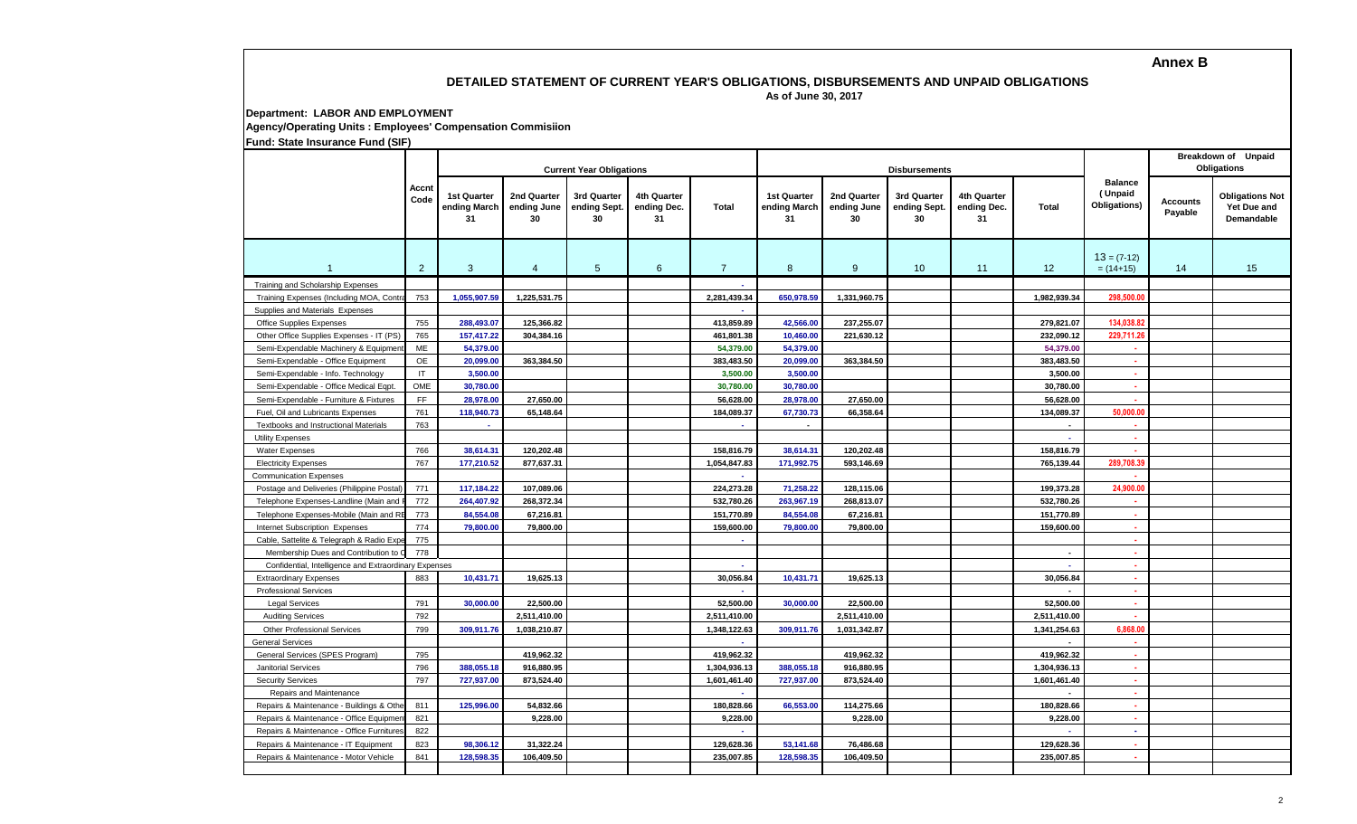**Annex B**

## DETAILED STATEMENT OF CURRENT YEAR'S OBLIGATIONS, DISBURSEMENTS AND UNPAID OBLIGATIONS

As of June 30, 2017

**Department: LABOR AND EMPLOYMENT**

**Agency/Operating Units : Employees' Compensation Commisiion**

**Fund: State Insurance Fund (SIF)**

| | Accnt Code | Current Year Obligations | | | | | Disbursements | | | | | Balance ( Unpaid Obligations) | Breakdown of Unpaid Obligations | |
|---|---|---|---|---|---|---|---|---|---|---|---|---|---|---|
| | | 1st Quarter ending March 31 | 2nd Quarter ending June 30 | 3rd Quarter ending Sept. 30 | 4th Quarter ending Dec. 31 | Total | 1st Quarter ending March 31 | 2nd Quarter ending June 30 | 3rd Quarter ending Sept. 30 | 4th Quarter ending Dec. 31 | Total | | Accounts Payable | Obligations Not Yet Due and Demandable |
| 1 | 2 | 3 | 4 | 5 | 6 | 7 | 8 | 9 | 10 | 11 | 12 | 13 = (7-12) = (14+15) | 14 | 15 |
| Training and Scholarship Expenses | | | | | | - | | | | | | | | |
| Training Expenses (Including MOA, Contra | 753 | 1,055,907.59 | 1,225,531.75 | | | 2,281,439.34 | 650,978.59 | 1,331,960.75 | | | 1,982,939.34 | 298,500.00 | | |
| Supplies and Materials Expenses | | | | | | - | | | | | | | | |
| Office Supplies Expenses | 755 | 288,493.07 | 125,366.82 | | | 413,859.89 | 42,566.00 | 237,255.07 | | | 279,821.07 | 134,038.82 | | |
| Other Office Supplies Expenses - IT (PS) | 765 | 157,417.22 | 304,384.16 | | | 461,801.38 | 10,460.00 | 221,630.12 | | | 232,090.12 | 229,711.26 | | |
| Semi-Expendable Machinery & Equipment | ME | 54,379.00 | | | | 54,379.00 | 54,379.00 | | | | 54,379.00 | - | | |
| Semi-Expendable - Office Equipment | OE | 20,099.00 | 363,384.50 | | | 383,483.50 | 20,099.00 | 363,384.50 | | | 383,483.50 | - | | |
| Semi-Expendable - Info. Technology | IT | 3,500.00 | | | | 3,500.00 | 3,500.00 | | | | 3,500.00 | - | | |
| Semi-Expendable - Office Medical Eqpt. | OME | 30,780.00 | | | | 30,780.00 | 30,780.00 | | | | 30,780.00 | - | | |
| Semi-Expendable - Furniture & Fixtures | FF | 28,978.00 | 27,650.00 | | | 56,628.00 | 28,978.00 | 27,650.00 | | | 56,628.00 | - | | |
| Fuel, Oil and Lubricants Expenses | 761 | 118,940.73 | 65,148.64 | | | 184,089.37 | 67,730.73 | 66,358.64 | | | 134,089.37 | 50,000.00 | | |
| Textbooks and Instructional Materials | 763 | - | | | | - | - | | | | - | - | | |
| Utility Expenses | | | | | | | | | | | - | - | | |
| Water Expenses | 766 | 38,614.31 | 120,202.48 | | | 158,816.79 | 38,614.31 | 120,202.48 | | | 158,816.79 | - | | |
| Electricity Expenses | 767 | 177,210.52 | 877,637.31 | | | 1,054,847.83 | 171,992.75 | 593,146.69 | | | 765,139.44 | 289,708.39 | | |
| Communication Expenses | | | | | | - | | | | | | - | | |
| Postage and Deliveries (Philippine Postal) | 771 | 117,184.22 | 107,089.06 | | | 224,273.28 | 71,258.22 | 128,115.06 | | | 199,373.28 | 24,900.00 | | |
| Telephone Expenses-Landline (Main and F | 772 | 264,407.92 | 268,372.34 | | | 532,780.26 | 263,967.19 | 268,813.07 | | | 532,780.26 | - | | |
| Telephone Expenses-Mobile (Main and RE | 773 | 84,554.08 | 67,216.81 | | | 151,770.89 | 84,554.08 | 67,216.81 | | | 151,770.89 | - | | |
| Internet Subscription Expenses | 774 | 79,800.00 | 79,800.00 | | | 159,600.00 | 79,800.00 | 79,800.00 | | | 159,600.00 | - | | |
| Cable, Sattelite & Telegraph & Radio Expe | 775 | | | | | - | | | | | | - | | |
| Membership Dues and Contribution to O | 778 | | | | | | | | | | - | - | | |
| Confidential, Intelligence and Extraordinary Expenses | | | | | | - | | | | | - | - | | |
| Extraordinary Expenses | 883 | 10,431.71 | 19,625.13 | | | 30,056.84 | 10,431.71 | 19,625.13 | | | 30,056.84 | - | | |
| Professional Services | | | | | | - | | | | | - | - | | |
| Legal Services | 791 | 30,000.00 | 22,500.00 | | | 52,500.00 | 30,000.00 | 22,500.00 | | | 52,500.00 | - | | |
| Auditing Services | 792 | | 2,511,410.00 | | | 2,511,410.00 | | 2,511,410.00 | | | 2,511,410.00 | - | | |
| Other Professional Services | 799 | 309,911.76 | 1,038,210.87 | | | 1,348,122.63 | 309,911.76 | 1,031,342.87 | | | 1,341,254.63 | 6,868.00 | | |
| General Services | | | | | | - | | | | | - | - | | |
| General Services (SPES Program) | 795 | | 419,962.32 | | | 419,962.32 | | 419,962.32 | | | 419,962.32 | - | | |
| Janitorial Services | 796 | 388,055.18 | 916,880.95 | | | 1,304,936.13 | 388,055.18 | 916,880.95 | | | 1,304,936.13 | - | | |
| Security Services | 797 | 727,937.00 | 873,524.40 | | | 1,601,461.40 | 727,937.00 | 873,524.40 | | | 1,601,461.40 | - | | |
| Repairs and Maintenance | | | | | | - | | | | | - | - | | |
| Repairs & Maintenance - Buildings & Othe | 811 | 125,996.00 | 54,832.66 | | | 180,828.66 | 66,553.00 | 114,275.66 | | | 180,828.66 | - | | |
| Repairs & Maintenance - Office Equipmen | 821 | | 9,228.00 | | | 9,228.00 | | 9,228.00 | | | 9,228.00 | - | | |
| Repairs & Maintenance - Office Furnitures | 822 | | | | | - | | | | | - | - | | |
| Repairs & Maintenance - IT Equipment | 823 | 98,306.12 | 31,322.24 | | | 129,628.36 | 53,141.68 | 76,486.68 | | | 129,628.36 | - | | |
| Repairs & Maintenance - Motor Vehicle | 841 | 128,598.35 | 106,409.50 | | | 235,007.85 | 128,598.35 | 106,409.50 | | | 235,007.85 | - | | |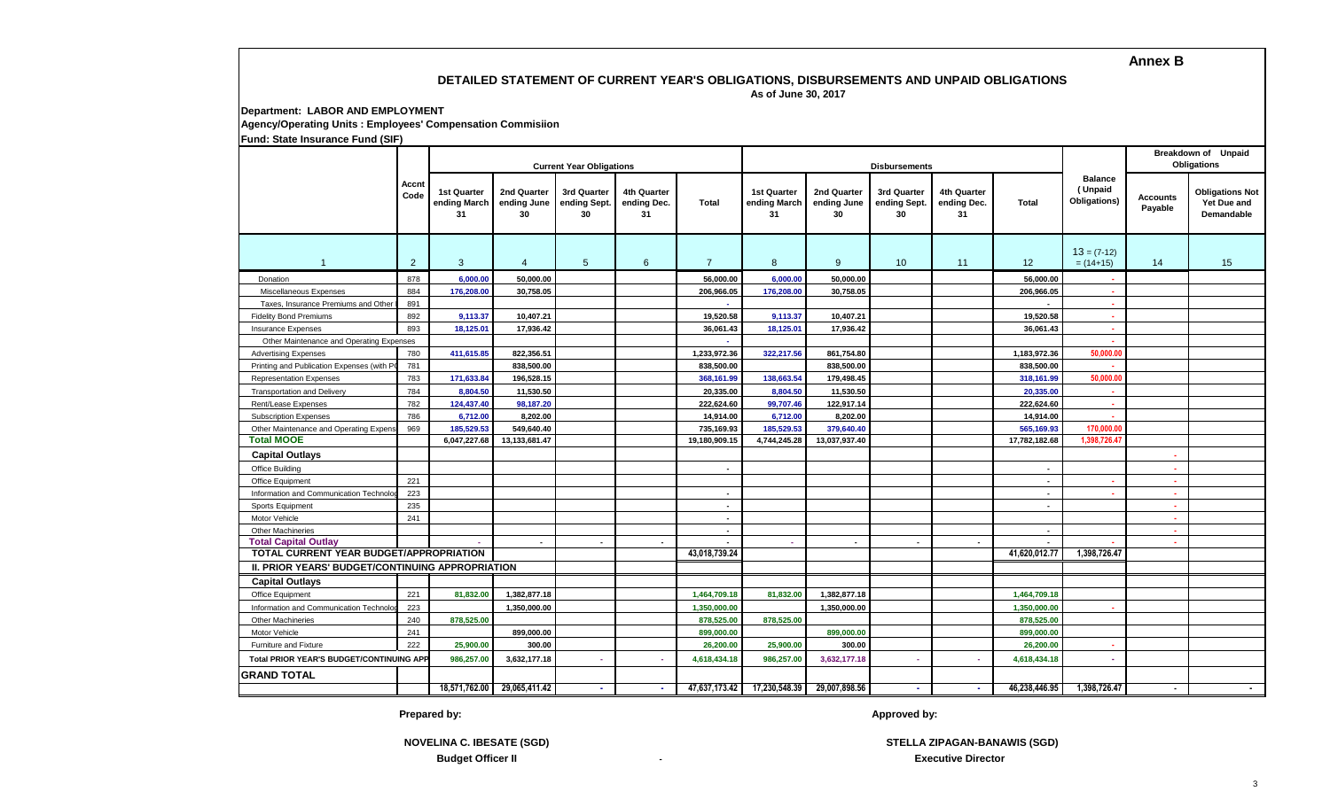**Annex B**

## DETAILED STATEMENT OF CURRENT YEAR'S OBLIGATIONS, DISBURSEMENTS AND UNPAID OBLIGATIONS

**As of June 30, 2017**

**Department: LABOR AND EMPLOYMENT**

**Agency/Operating Units : Employees' Compensation Commisiion**

**Fund: State Insurance Fund (SIF)**

| | Accnt Code | Current Year Obligations | | | | | Disbursements | | | | | Balance (Unpaid Obligations) | Breakdown of Unpaid Obligations | |
|---|---|---|---|---|---|---|---|---|---|---|---|---|---|---|
| | | 1st Quarter ending March 31 | 2nd Quarter ending June 30 | 3rd Quarter ending Sept. 30 | 4th Quarter ending Dec. 31 | Total | 1st Quarter ending March 31 | 2nd Quarter ending June 30 | 3rd Quarter ending Sept. 30 | 4th Quarter ending Dec. 31 | Total | | Accounts Payable | Obligations Not Yet Due and Demandable |
| 1 | 2 | 3 | 4 | 5 | 6 | 7 | 8 | 9 | 10 | 11 | 12 | 13 = (7-12) = (14+15) | 14 | 15 |
| Donation | 878 | 6,000.00 | 50,000.00 | | | 56,000.00 | 6,000.00 | 50,000.00 | | | 56,000.00 | - | | |
| Miscellaneous Expenses | 884 | 176,208.00 | 30,758.05 | | | 206,966.05 | 176,208.00 | 30,758.05 | | | 206,966.05 | - | | |
| Taxes, Insurance Premiums and Other | 891 | | | | | - | | | | | - | - | | |
| Fidelity Bond Premiums | 892 | 9,113.37 | 10,407.21 | | | 19,520.58 | 9,113.37 | 10,407.21 | | | 19,520.58 | - | | |
| Insurance Expenses | 893 | 18,125.01 | 17,936.42 | | | 36,061.43 | 18,125.01 | 17,936.42 | | | 36,061.43 | - | | |
| Other Maintenance and Operating Expenses | | | | | | - | | | | | | - | | |
| Advertising Expenses | 780 | 411,615.85 | 822,356.51 | | | 1,233,972.36 | 322,217.56 | 861,754.80 | | | 1,183,972.36 | 50,000.00 | | |
| Printing and Publication Expenses (with P | 781 | | 838,500.00 | | | 838,500.00 | | 838,500.00 | | | 838,500.00 | - | | |
| Representation Expenses | 783 | 171,633.84 | 196,528.15 | | | 368,161.99 | 138,663.54 | 179,498.45 | | | 318,161.99 | 50,000.00 | | |
| Transportation and Delivery | 784 | 8,804.50 | 11,530.50 | | | 20,335.00 | 8,804.50 | 11,530.50 | | | 20,335.00 | - | | |
| Rent/Lease Expenses | 782 | 124,437.40 | 98,187.20 | | | 222,624.60 | 99,707.46 | 122,917.14 | | | 222,624.60 | - | | |
| Subscription Expenses | 786 | 6,712.00 | 8,202.00 | | | 14,914.00 | 6,712.00 | 8,202.00 | | | 14,914.00 | - | | |
| Other Maintenance and Operating Expens | 969 | 185,529.53 | 549,640.40 | | | 735,169.93 | 185,529.53 | 379,640.40 | | | 565,169.93 | 170,000.00 | | |
| **Total MOOE** | | 6,047,227.68 | 13,133,681.47 | | | 19,180,909.15 | 4,744,245.28 | 13,037,937.40 | | | 17,782,182.68 | 1,398,726.47 | | |
| **Capital Outlays** | | | | | | | | | | | | | - | |
| Office Building | | | | | | - | | | | | - | | - | |
| Office Equipment | 221 | | | | | | | | | | - | - | - | |
| Information and Communication Technolo | 223 | | | | | - | | | | | - | - | - | |
| Sports Equipment | 235 | | | | | - | | | | | - | | - | |
| Motor Vehicle | 241 | | | | | - | | | | | | | - | |
| Other Machineries | | | | | | - | | | | | - | | - | |
| **Total Capital Outlay** | | - | - | - | - | - | - | - | - | - | - | - | - | |
| **TOTAL CURRENT YEAR BUDGET/APPROPRIATION** | | | | | | 43,018,739.24 | | | | | 41,620,012.77 | 1,398,726.47 | | |
| **II. PRIOR YEARS' BUDGET/CONTINUING APPROPRIATION** | | | | | | | | | | | | | | |
| **Capital Outlays** | | | | | | | | | | | | | | |
| Office Equipment | 221 | 81,832.00 | 1,382,877.18 | | | 1,464,709.18 | 81,832.00 | 1,382,877.18 | | | 1,464,709.18 | | | |
| Information and Communication Technolo | 223 | | 1,350,000.00 | | | 1,350,000.00 | | 1,350,000.00 | | | 1,350,000.00 | - | | |
| Other Machineries | 240 | 878,525.00 | | | | 878,525.00 | 878,525.00 | | | | 878,525.00 | | | |
| Motor Vehicle | 241 | | 899,000.00 | | | 899,000.00 | | 899,000.00 | | | 899,000.00 | | | |
| Furniture and Fixture | 222 | 25,900.00 | 300.00 | | | 26,200.00 | 25,900.00 | 300.00 | | | 26,200.00 | - | | |
| **Total PRIOR YEAR'S BUDGET/CONTINUING APP** | | 986,257.00 | 3,632,177.18 | - | - | 4,618,434.18 | 986,257.00 | 3,632,177.18 | - | - | 4,618,434.18 | - | | |
| **GRAND TOTAL** | | | | | | | | | | | | | | |
| | | 18,571,762.00 | 29,065,411.42 | - | - | 47,637,173.42 | 17,230,548.39 | 29,007,898.56 | - | - | 46,238,446.95 | 1,398,726.47 | - | - |

**Prepared by:**

**NOVELINA C. IBESATE (SGD)**
**Budget Officer II**

**Approved by:**

**STELLA ZIPAGAN-BANAWIS (SGD)**
**Executive Director**